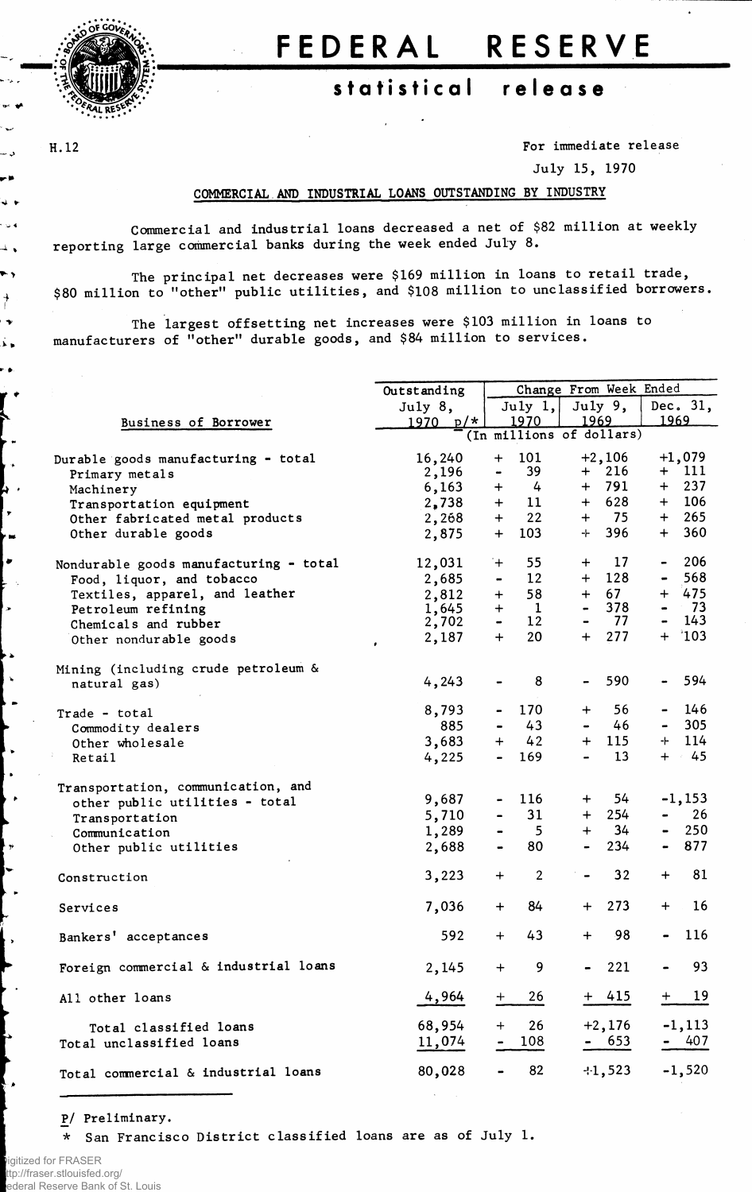# FEDERAL RESERVE

## statistical release

H.12

For immediate release

July 15, 1970

### COMMERCIAL AND INDUSTRIAL LOANS OUTSTANDING BY INDUSTRY

Commercial and industrial loans decreased a net of $82 million at weekly reporting large commercial banks during the week ended July 8.

The principal net decreases were $169 million in loans to retail trade, $80 million to "other" public utilities, and $108 million to unclassified borrowers.

The largest offsetting net increases were $103 million in loans to manufacturers of "other" durable goods, and $84 million to services.

| Business of Borrower | Outstanding July 8, 1970 p/* | Change From Week Ended July 1, 1970 | July 9, 1969 | Dec. 31, 1969 |
|---|---|---|---|---|
| | (In millions of dollars) | | | |
| Durable goods manufacturing - total | 16,240 | + 101 | +2,106 | +1,079 |
| Primary metals | 2,196 | - 39 | + 216 | + 111 |
| Machinery | 6,163 | + 4 | + 791 | + 237 |
| Transportation equipment | 2,738 | + 11 | + 628 | + 106 |
| Other fabricated metal products | 2,268 | + 22 | + 75 | + 265 |
| Other durable goods | 2,875 | + 103 | + 396 | + 360 |
| Nondurable goods manufacturing - total | 12,031 | + 55 | + 17 | - 206 |
| Food, liquor, and tobacco | 2,685 | - 12 | + 128 | - 568 |
| Textiles, apparel, and leather | 2,812 | + 58 | + 67 | + 475 |
| Petroleum refining | 1,645 | + 1 | - 378 | - 73 |
| Chemicals and rubber | 2,702 | - 12 | - 77 | - 143 |
| Other nondurable goods | 2,187 | + 20 | + 277 | + 103 |
| Mining (including crude petroleum & natural gas) | 4,243 | - 8 | - 590 | - 594 |
| Trade - total | 8,793 | - 170 | + 56 | - 146 |
| Commodity dealers | 885 | - 43 | - 46 | - 305 |
| Other wholesale | 3,683 | + 42 | + 115 | + 114 |
| Retail | 4,225 | - 169 | - 13 | + 45 |
| Transportation, communication, and other public utilities - total | 9,687 | - 116 | + 54 | -1,153 |
| Transportation | 5,710 | - 31 | + 254 | - 26 |
| Communication | 1,289 | - 5 | + 34 | - 250 |
| Other public utilities | 2,688 | - 80 | - 234 | - 877 |
| Construction | 3,223 | + 2 | - 32 | + 81 |
| Services | 7,036 | + 84 | + 273 | + 16 |
| Bankers' acceptances | 592 | + 43 | + 98 | - 116 |
| Foreign commercial & industrial loans | 2,145 | + 9 | - 221 | - 93 |
| All other loans | 4,964 | + 26 | + 415 | + 19 |
| Total classified loans | 68,954 | + 26 | +2,176 | -1,113 |
| Total unclassified loans | 11,074 | - 108 | - 653 | - 407 |
| Total commercial & industrial loans | 80,028 | - 82 | +1,523 | -1,520 |

P/ Preliminary.

\* San Francisco District classified loans are as of July 1.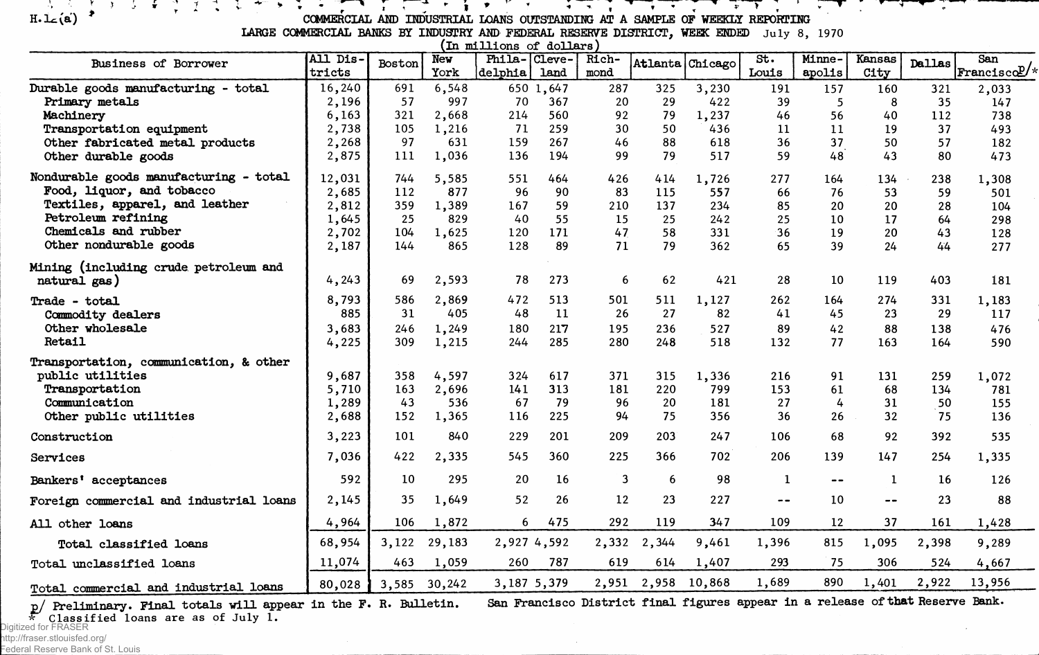H.12(a)

# COMMERCIAL AND INDUSTRIAL LOANS OUTSTANDING AT A SAMPLE OF WEEKLY REPORTING LARGE COMMERCIAL BANKS BY INDUSTRY AND FEDERAL RESERVE DISTRICT, WEEK ENDED July 8, 1970

(In millions of dollars)

| Business of Borrower | All Districts | Boston | New York | Philadelphia | Cleveland | Richmond | Atlanta | Chicago | St. Louis | Minneapolis | Kansas City | Dallas | San Francisco p/* |
|---|---|---|---|---|---|---|---|---|---|---|---|---|---|
| Durable goods manufacturing - total | 16,240 | 691 | 6,548 | 650 | 1,647 | 287 | 325 | 3,230 | 191 | 157 | 160 | 321 | 2,033 |
| Primary metals | 2,196 | 57 | 997 | 70 | 367 | 20 | 29 | 422 | 39 | 5 | 8 | 35 | 147 |
| Machinery | 6,163 | 321 | 2,668 | 214 | 560 | 92 | 79 | 1,237 | 46 | 56 | 40 | 112 | 738 |
| Transportation equipment | 2,738 | 105 | 1,216 | 71 | 259 | 30 | 50 | 436 | 11 | 11 | 19 | 37 | 493 |
| Other fabricated metal products | 2,268 | 97 | 631 | 159 | 267 | 46 | 88 | 618 | 36 | 37 | 50 | 57 | 182 |
| Other durable goods | 2,875 | 111 | 1,036 | 136 | 194 | 99 | 79 | 517 | 59 | 48 | 43 | 80 | 473 |
| Nondurable goods manufacturing - total | 12,031 | 744 | 5,585 | 551 | 464 | 426 | 414 | 1,726 | 277 | 164 | 134 | 238 | 1,308 |
| Food, liquor, and tobacco | 2,685 | 112 | 877 | 96 | 90 | 83 | 115 | 557 | 66 | 76 | 53 | 59 | 501 |
| Textiles, apparel, and leather | 2,812 | 359 | 1,389 | 167 | 59 | 210 | 137 | 234 | 85 | 20 | 20 | 28 | 104 |
| Petroleum refining | 1,645 | 25 | 829 | 40 | 55 | 15 | 25 | 242 | 25 | 10 | 17 | 64 | 298 |
| Chemicals and rubber | 2,702 | 104 | 1,625 | 120 | 171 | 47 | 58 | 331 | 36 | 19 | 20 | 43 | 128 |
| Other nondurable goods | 2,187 | 144 | 865 | 128 | 89 | 71 | 79 | 362 | 65 | 39 | 24 | 44 | 277 |
| Mining (including crude petroleum and natural gas) | 4,243 | 69 | 2,593 | 78 | 273 | 6 | 62 | 421 | 28 | 10 | 119 | 403 | 181 |
| Trade - total | 8,793 | 586 | 2,869 | 472 | 513 | 501 | 511 | 1,127 | 262 | 164 | 274 | 331 | 1,183 |
| Commodity dealers | 885 | 31 | 405 | 48 | 11 | 26 | 27 | 82 | 41 | 45 | 23 | 29 | 117 |
| Other wholesale | 3,683 | 246 | 1,249 | 180 | 217 | 195 | 236 | 527 | 89 | 42 | 88 | 138 | 476 |
| Retail | 4,225 | 309 | 1,215 | 244 | 285 | 280 | 248 | 518 | 132 | 77 | 163 | 164 | 590 |
| Transportation, communication, & other public utilities | 9,687 | 358 | 4,597 | 324 | 617 | 371 | 315 | 1,336 | 216 | 91 | 131 | 259 | 1,072 |
| Transportation | 5,710 | 163 | 2,696 | 141 | 313 | 181 | 220 | 799 | 153 | 61 | 68 | 134 | 781 |
| Communication | 1,289 | 43 | 536 | 67 | 79 | 96 | 20 | 181 | 27 | 4 | 31 | 50 | 155 |
| Other public utilities | 2,688 | 152 | 1,365 | 116 | 225 | 94 | 75 | 356 | 36 | 26 | 32 | 75 | 136 |
| Construction | 3,223 | 101 | 840 | 229 | 201 | 209 | 203 | 247 | 106 | 68 | 92 | 392 | 535 |
| Services | 7,036 | 422 | 2,335 | 545 | 360 | 225 | 366 | 702 | 206 | 139 | 147 | 254 | 1,335 |
| Bankers' acceptances | 592 | 10 | 295 | 20 | 16 | 3 | 6 | 98 | 1 | -- | 1 | 16 | 126 |
| Foreign commercial and industrial loans | 2,145 | 35 | 1,649 | 52 | 26 | 12 | 23 | 227 | -- | 10 | -- | 23 | 88 |
| All other loans | 4,964 | 106 | 1,872 | 6 | 475 | 292 | 119 | 347 | 109 | 12 | 37 | 161 | 1,428 |
| Total classified loans | 68,954 | 3,122 | 29,183 | 2,927 | 4,592 | 2,332 | 2,344 | 9,461 | 1,396 | 815 | 1,095 | 2,398 | 9,289 |
| Total unclassified loans | 11,074 | 463 | 1,059 | 260 | 787 | 619 | 614 | 1,407 | 293 | 75 | 306 | 524 | 4,667 |
| Total commercial and industrial loans | 80,028 | 3,585 | 30,242 | 3,187 | 5,379 | 2,951 | 2,958 | 10,868 | 1,689 | 890 | 1,401 | 2,922 | 13,956 |

p/ Preliminary. Final totals will appear in the F. R. Bulletin. San Francisco District final figures appear in a release of that Reserve Bank.

* Classified loans are as of July 1.